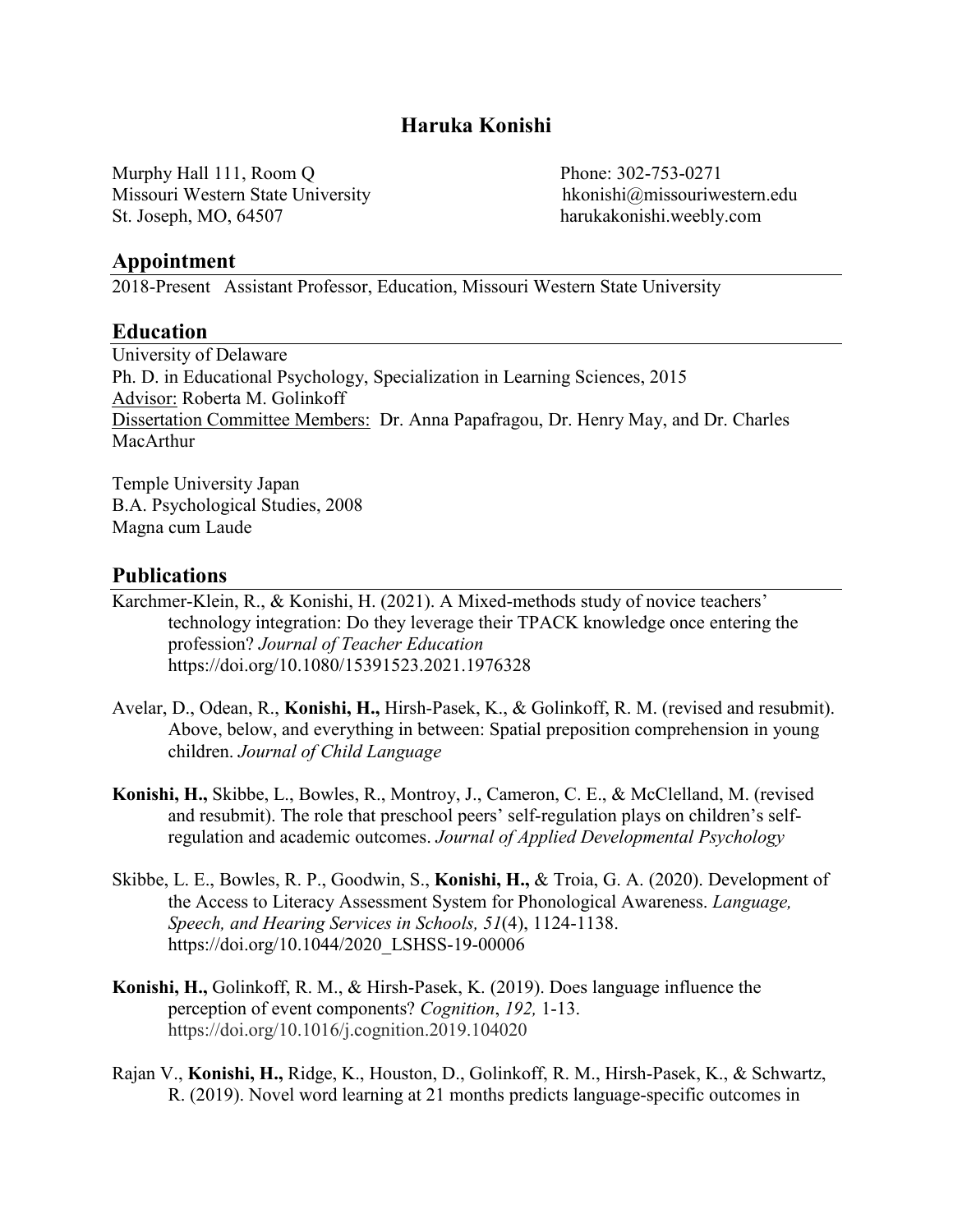# Haruka Konishi

Murphy Hall 111, Room Q
Missouri Western State University
St. Joseph, MO, 64507

Phone: 302-753-0271
hkonishi@missouriwestern.edu
harukakonishi.weebly.com

## Appointment

2018-Present Assistant Professor, Education, Missouri Western State University

## Education

University of Delaware
Ph. D. in Educational Psychology, Specialization in Learning Sciences, 2015
Advisor: Roberta M. Golinkoff
Dissertation Committee Members: Dr. Anna Papafragou, Dr. Henry May, and Dr. Charles MacArthur

Temple University Japan
B.A. Psychological Studies, 2008
Magna cum Laude

## Publications

Karchmer-Klein, R., & Konishi, H. (2021). A Mixed-methods study of novice teachers' technology integration: Do they leverage their TPACK knowledge once entering the profession? *Journal of Teacher Education* https://doi.org/10.1080/15391523.2021.1976328

Avelar, D., Odean, R., **Konishi, H.,** Hirsh-Pasek, K., & Golinkoff, R. M. (revised and resubmit). Above, below, and everything in between: Spatial preposition comprehension in young children. *Journal of Child Language*

**Konishi, H.,** Skibbe, L., Bowles, R., Montroy, J., Cameron, C. E., & McClelland, M. (revised and resubmit). The role that preschool peers' self-regulation plays on children's self-regulation and academic outcomes. *Journal of Applied Developmental Psychology*

Skibbe, L. E., Bowles, R. P., Goodwin, S., **Konishi, H.,** & Troia, G. A. (2020). Development of the Access to Literacy Assessment System for Phonological Awareness. *Language, Speech, and Hearing Services in Schools, 51*(4), 1124-1138. https://doi.org/10.1044/2020_LSHSS-19-00006

**Konishi, H.,** Golinkoff, R. M., & Hirsh-Pasek, K. (2019). Does language influence the perception of event components? *Cognition*, *192,* 1-13. https://doi.org/10.1016/j.cognition.2019.104020

Rajan V., **Konishi, H.,** Ridge, K., Houston, D., Golinkoff, R. M., Hirsh-Pasek, K., & Schwartz, R. (2019). Novel word learning at 21 months predicts language-specific outcomes in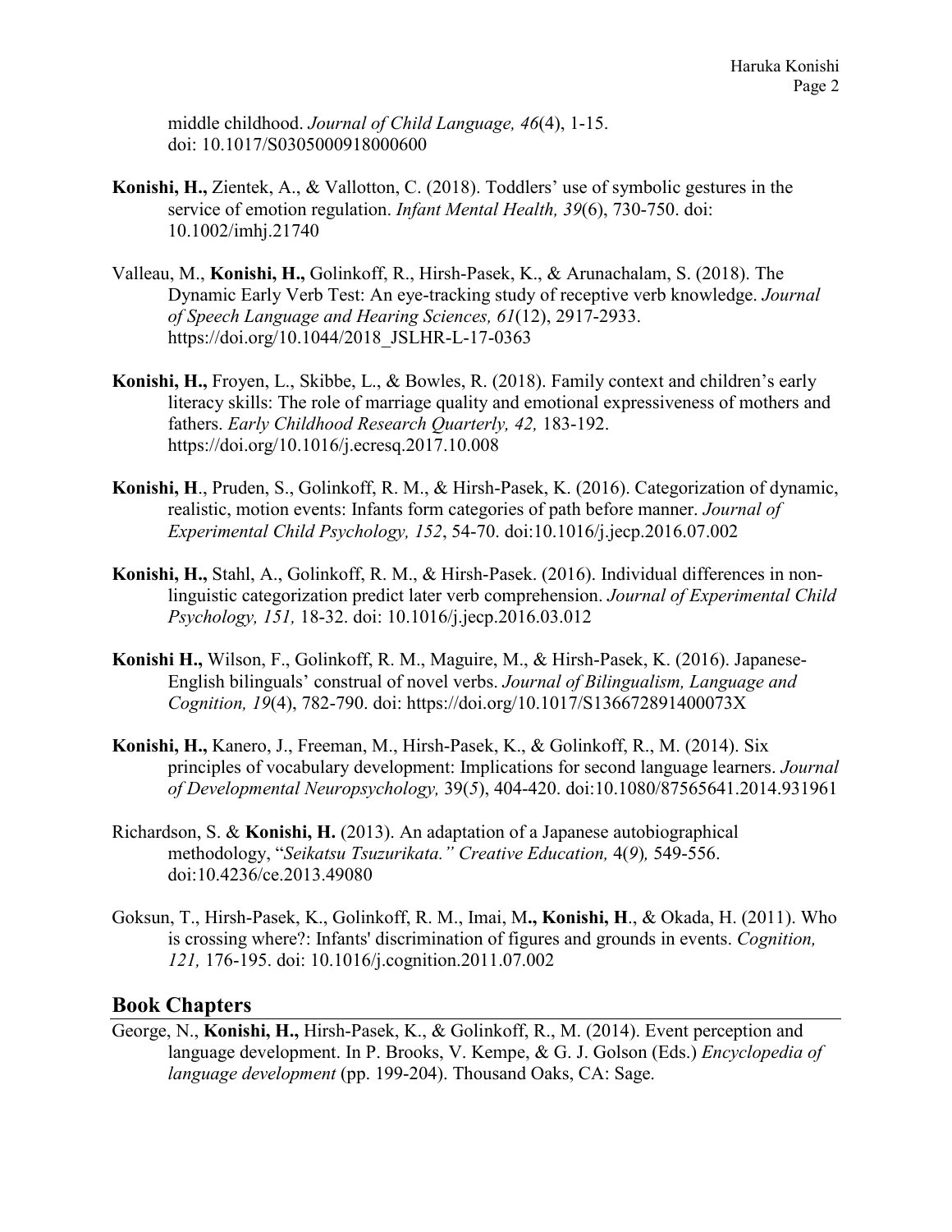middle childhood. *Journal of Child Language, 46*(4), 1-15. doi: 10.1017/S0305000918000600

**Konishi, H.,** Zientek, A., & Vallotton, C. (2018). Toddlers' use of symbolic gestures in the service of emotion regulation. *Infant Mental Health, 39*(6), 730-750. doi: 10.1002/imhj.21740

Valleau, M., **Konishi, H.,** Golinkoff, R., Hirsh-Pasek, K., & Arunachalam, S. (2018). The Dynamic Early Verb Test: An eye-tracking study of receptive verb knowledge. *Journal of Speech Language and Hearing Sciences, 61*(12), 2917-2933. https://doi.org/10.1044/2018_JSLHR-L-17-0363

**Konishi, H.,** Froyen, L., Skibbe, L., & Bowles, R. (2018). Family context and children's early literacy skills: The role of marriage quality and emotional expressiveness of mothers and fathers. *Early Childhood Research Quarterly, 42,* 183-192. https://doi.org/10.1016/j.ecresq.2017.10.008

**Konishi, H**., Pruden, S., Golinkoff, R. M., & Hirsh-Pasek, K. (2016). Categorization of dynamic, realistic, motion events: Infants form categories of path before manner. *Journal of Experimental Child Psychology, 152*, 54-70. doi:10.1016/j.jecp.2016.07.002

**Konishi, H.,** Stahl, A., Golinkoff, R. M., & Hirsh-Pasek. (2016). Individual differences in non-linguistic categorization predict later verb comprehension. *Journal of Experimental Child Psychology, 151,* 18-32. doi: 10.1016/j.jecp.2016.03.012

**Konishi H.,** Wilson, F., Golinkoff, R. M., Maguire, M., & Hirsh-Pasek, K. (2016). Japanese-English bilinguals' construal of novel verbs. *Journal of Bilingualism, Language and Cognition, 19*(4), 782-790. doi: https://doi.org/10.1017/S136672891400073X

**Konishi, H.,** Kanero, J., Freeman, M., Hirsh-Pasek, K., & Golinkoff, R., M. (2014). Six principles of vocabulary development: Implications for second language learners. *Journal of Developmental Neuropsychology,* 39(*5*), 404-420. doi:10.1080/87565641.2014.931961

Richardson, S. & **Konishi, H.** (2013). An adaptation of a Japanese autobiographical methodology, "*Seikatsu Tsuzurikata." Creative Education,* 4(*9*)*,* 549-556. doi:10.4236/ce.2013.49080

Goksun, T., Hirsh-Pasek, K., Golinkoff, R. M., Imai, M**., Konishi, H**., & Okada, H. (2011). Who is crossing where?: Infants' discrimination of figures and grounds in events. *Cognition, 121,* 176-195. doi: 10.1016/j.cognition.2011.07.002

## Book Chapters

George, N., **Konishi, H.,** Hirsh-Pasek, K., & Golinkoff, R., M. (2014). Event perception and language development. In P. Brooks, V. Kempe, & G. J. Golson (Eds.) *Encyclopedia of language development* (pp. 199-204). Thousand Oaks, CA: Sage.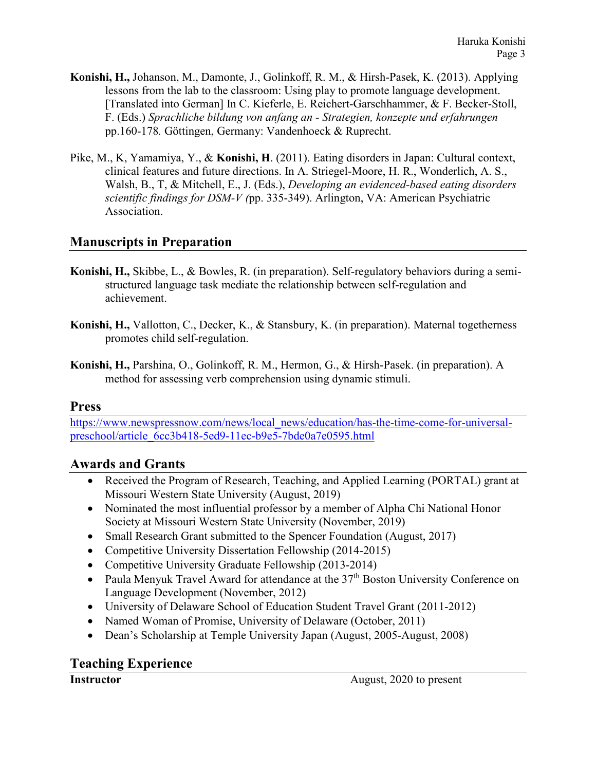**Konishi, H.,** Johanson, M., Damonte, J., Golinkoff, R. M., & Hirsh-Pasek, K. (2013). Applying lessons from the lab to the classroom: Using play to promote language development. [Translated into German] In C. Kieferle, E. Reichert-Garschhammer, & F. Becker-Stoll, F. (Eds.) *Sprachliche bildung von anfang an - Strategien, konzepte und erfahrungen* pp.160-178*.* Göttingen, Germany: Vandenhoeck & Ruprecht.

Pike, M., K, Yamamiya, Y., & **Konishi, H**. (2011). Eating disorders in Japan: Cultural context, clinical features and future directions. In A. Striegel-Moore, H. R., Wonderlich, A. S., Walsh, B., T, & Mitchell, E., J. (Eds.), *Developing an evidenced-based eating disorders scientific findings for DSM-V (*pp. 335-349). Arlington, VA: American Psychiatric Association.

## Manuscripts in Preparation

**Konishi, H.,** Skibbe, L., & Bowles, R. (in preparation). Self-regulatory behaviors during a semi-structured language task mediate the relationship between self-regulation and achievement.

**Konishi, H.,** Vallotton, C., Decker, K., & Stansbury, K. (in preparation). Maternal togetherness promotes child self-regulation.

**Konishi, H.,** Parshina, O., Golinkoff, R. M., Hermon, G., & Hirsh-Pasek. (in preparation). A method for assessing verb comprehension using dynamic stimuli.

## Press

https://www.newspressnow.com/news/local_news/education/has-the-time-come-for-universal-preschool/article_6cc3b418-5ed9-11ec-b9e5-7bde0a7e0595.html

## Awards and Grants

- Received the Program of Research, Teaching, and Applied Learning (PORTAL) grant at Missouri Western State University (August, 2019)
- Nominated the most influential professor by a member of Alpha Chi National Honor Society at Missouri Western State University (November, 2019)
- Small Research Grant submitted to the Spencer Foundation (August, 2017)
- Competitive University Dissertation Fellowship (2014-2015)
- Competitive University Graduate Fellowship (2013-2014)
- Paula Menyuk Travel Award for attendance at the 37th Boston University Conference on Language Development (November, 2012)
- University of Delaware School of Education Student Travel Grant (2011-2012)
- Named Woman of Promise, University of Delaware (October, 2011)
- Dean's Scholarship at Temple University Japan (August, 2005-August, 2008)

## Teaching Experience

**Instructor** August, 2020 to present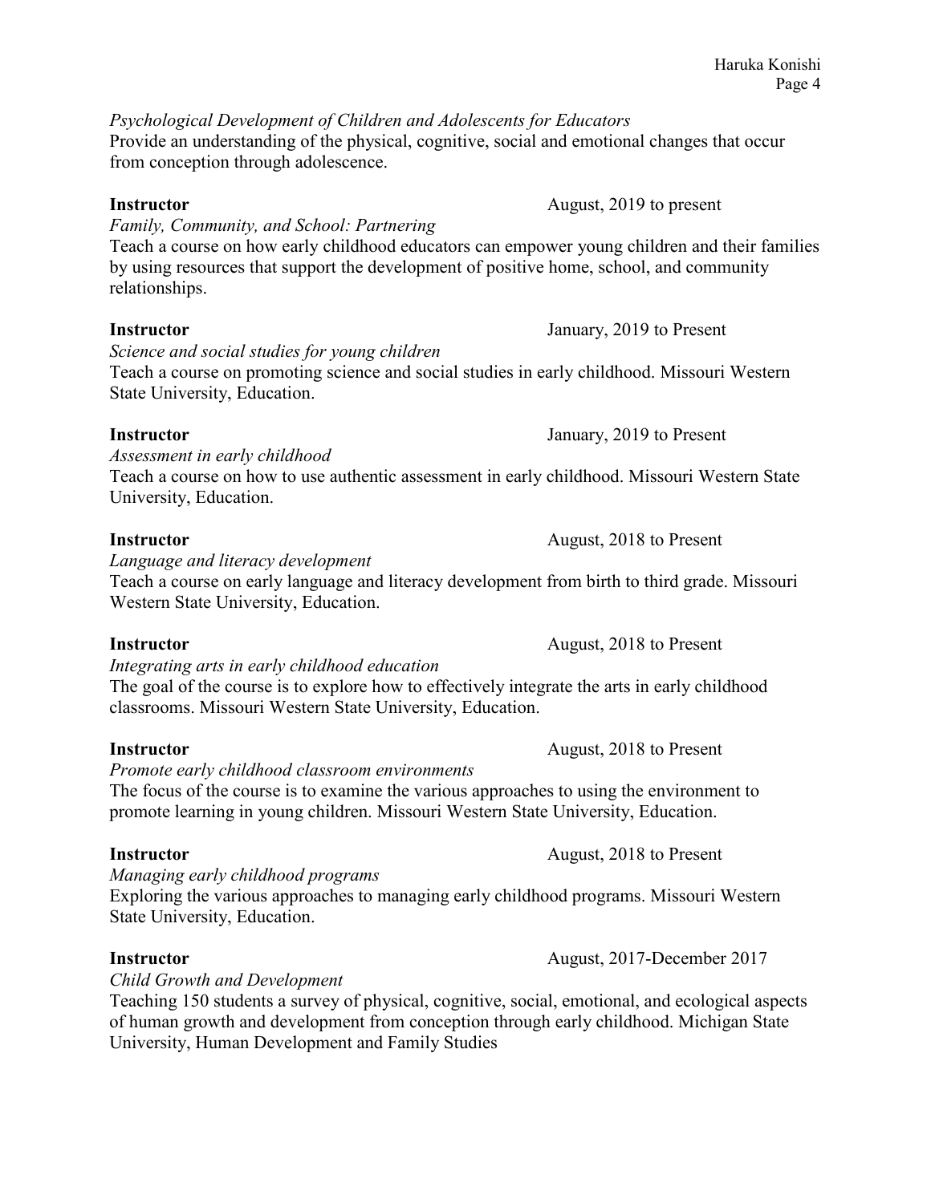*Psychological Development of Children and Adolescents for Educators*
Provide an understanding of the physical, cognitive, social and emotional changes that occur from conception through adolescence.

**Instructor** August, 2019 to present
*Family, Community, and School: Partnering*
Teach a course on how early childhood educators can empower young children and their families by using resources that support the development of positive home, school, and community relationships.

**Instructor** January, 2019 to Present
*Science and social studies for young children*
Teach a course on promoting science and social studies in early childhood. Missouri Western State University, Education.

**Instructor** January, 2019 to Present
*Assessment in early childhood*
Teach a course on how to use authentic assessment in early childhood. Missouri Western State University, Education.

**Instructor** August, 2018 to Present
*Language and literacy development*
Teach a course on early language and literacy development from birth to third grade. Missouri Western State University, Education.

**Instructor** August, 2018 to Present
*Integrating arts in early childhood education*
The goal of the course is to explore how to effectively integrate the arts in early childhood classrooms. Missouri Western State University, Education.

**Instructor** August, 2018 to Present
*Promote early childhood classroom environments*
The focus of the course is to examine the various approaches to using the environment to promote learning in young children. Missouri Western State University, Education.

**Instructor** August, 2018 to Present
*Managing early childhood programs*
Exploring the various approaches to managing early childhood programs. Missouri Western State University, Education.

**Instructor** August, 2017-December 2017
*Child Growth and Development*
Teaching 150 students a survey of physical, cognitive, social, emotional, and ecological aspects of human growth and development from conception through early childhood. Michigan State University, Human Development and Family Studies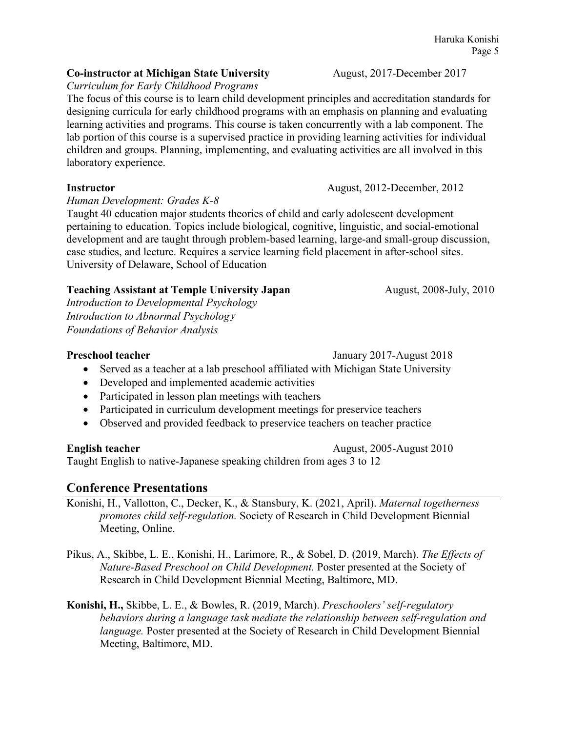**Co-instructor at Michigan State University** August, 2017-December 2017

*Curriculum for Early Childhood Programs*

The focus of this course is to learn child development principles and accreditation standards for designing curricula for early childhood programs with an emphasis on planning and evaluating learning activities and programs. This course is taken concurrently with a lab component. The lab portion of this course is a supervised practice in providing learning activities for individual children and groups. Planning, implementing, and evaluating activities are all involved in this laboratory experience.

**Instructor** August, 2012-December, 2012

*Human Development: Grades K-8*

Taught 40 education major students theories of child and early adolescent development pertaining to education. Topics include biological, cognitive, linguistic, and social-emotional development and are taught through problem-based learning, large-and small-group discussion, case studies, and lecture. Requires a service learning field placement in after-school sites. University of Delaware, School of Education

**Teaching Assistant at Temple University Japan** August, 2008-July, 2010

*Introduction to Developmental Psychology*
*Introduction to Abnormal Psychology*
*Foundations of Behavior Analysis*

**Preschool teacher** January 2017-August 2018

- Served as a teacher at a lab preschool affiliated with Michigan State University
- Developed and implemented academic activities
- Participated in lesson plan meetings with teachers
- Participated in curriculum development meetings for preservice teachers
- Observed and provided feedback to preservice teachers on teacher practice

**English teacher** August, 2005-August 2010

Taught English to native-Japanese speaking children from ages 3 to 12

## Conference Presentations

Konishi, H., Vallotton, C., Decker, K., & Stansbury, K. (2021, April). *Maternal togetherness promotes child self-regulation.* Society of Research in Child Development Biennial Meeting, Online.

Pikus, A., Skibbe, L. E., Konishi, H., Larimore, R., & Sobel, D. (2019, March). *The Effects of Nature-Based Preschool on Child Development.* Poster presented at the Society of Research in Child Development Biennial Meeting, Baltimore, MD.

**Konishi, H.,** Skibbe, L. E., & Bowles, R. (2019, March). *Preschoolers' self-regulatory behaviors during a language task mediate the relationship between self-regulation and language.* Poster presented at the Society of Research in Child Development Biennial Meeting, Baltimore, MD.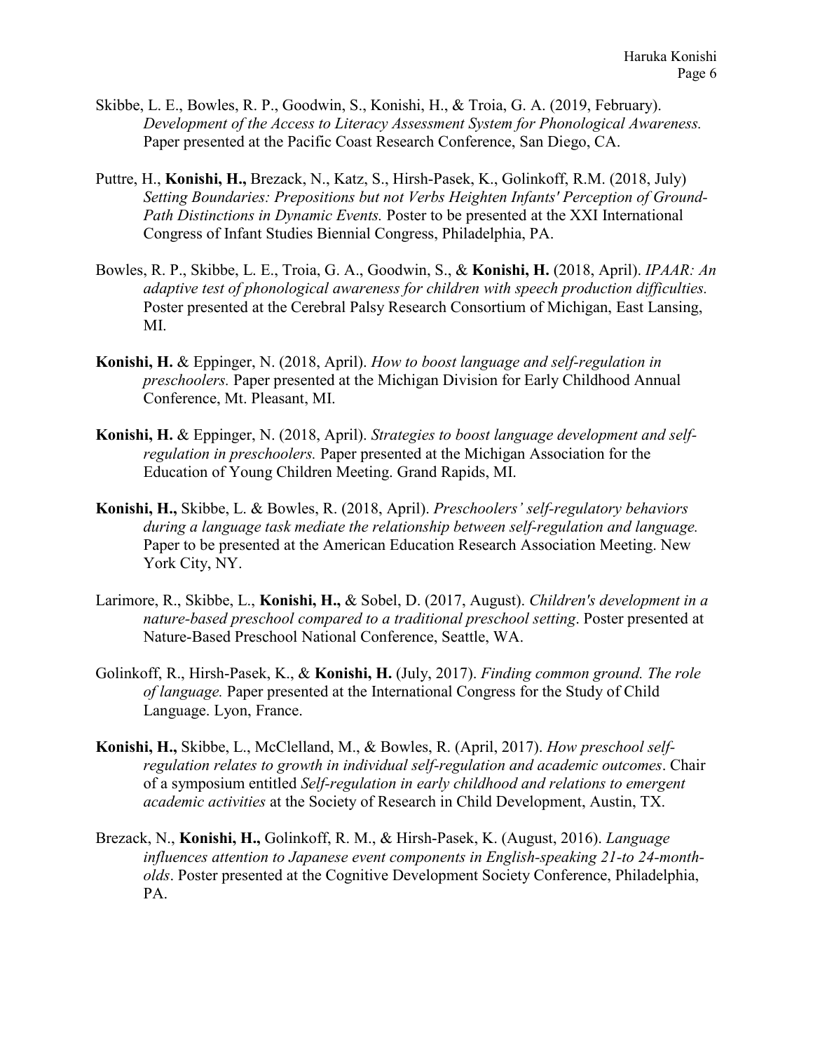Skibbe, L. E., Bowles, R. P., Goodwin, S., Konishi, H., & Troia, G. A. (2019, February). *Development of the Access to Literacy Assessment System for Phonological Awareness.* Paper presented at the Pacific Coast Research Conference, San Diego, CA.

Puttre, H., **Konishi, H.,** Brezack, N., Katz, S., Hirsh-Pasek, K., Golinkoff, R.M. (2018, July) *Setting Boundaries: Prepositions but not Verbs Heighten Infants' Perception of Ground-Path Distinctions in Dynamic Events.* Poster to be presented at the XXI International Congress of Infant Studies Biennial Congress, Philadelphia, PA.

Bowles, R. P., Skibbe, L. E., Troia, G. A., Goodwin, S., & **Konishi, H.** (2018, April). *IPAAR: An adaptive test of phonological awareness for children with speech production difficulties.* Poster presented at the Cerebral Palsy Research Consortium of Michigan, East Lansing, MI.

**Konishi, H.** & Eppinger, N. (2018, April). *How to boost language and self-regulation in preschoolers.* Paper presented at the Michigan Division for Early Childhood Annual Conference, Mt. Pleasant, MI.

**Konishi, H.** & Eppinger, N. (2018, April). *Strategies to boost language development and self-regulation in preschoolers.* Paper presented at the Michigan Association for the Education of Young Children Meeting. Grand Rapids, MI.

**Konishi, H.,** Skibbe, L. & Bowles, R. (2018, April). *Preschoolers' self-regulatory behaviors during a language task mediate the relationship between self-regulation and language.* Paper to be presented at the American Education Research Association Meeting. New York City, NY.

Larimore, R., Skibbe, L., **Konishi, H.,** & Sobel, D. (2017, August). *Children's development in a nature-based preschool compared to a traditional preschool setting*. Poster presented at Nature-Based Preschool National Conference, Seattle, WA.

Golinkoff, R., Hirsh-Pasek, K., & **Konishi, H.** (July, 2017). *Finding common ground. The role of language.* Paper presented at the International Congress for the Study of Child Language. Lyon, France.

**Konishi, H.,** Skibbe, L., McClelland, M., & Bowles, R. (April, 2017). *How preschool self-regulation relates to growth in individual self-regulation and academic outcomes*. Chair of a symposium entitled *Self-regulation in early childhood and relations to emergent academic activities* at the Society of Research in Child Development, Austin, TX.

Brezack, N., **Konishi, H.,** Golinkoff, R. M., & Hirsh-Pasek, K. (August, 2016). *Language influences attention to Japanese event components in English-speaking 21-to 24-month-olds*. Poster presented at the Cognitive Development Society Conference, Philadelphia, PA.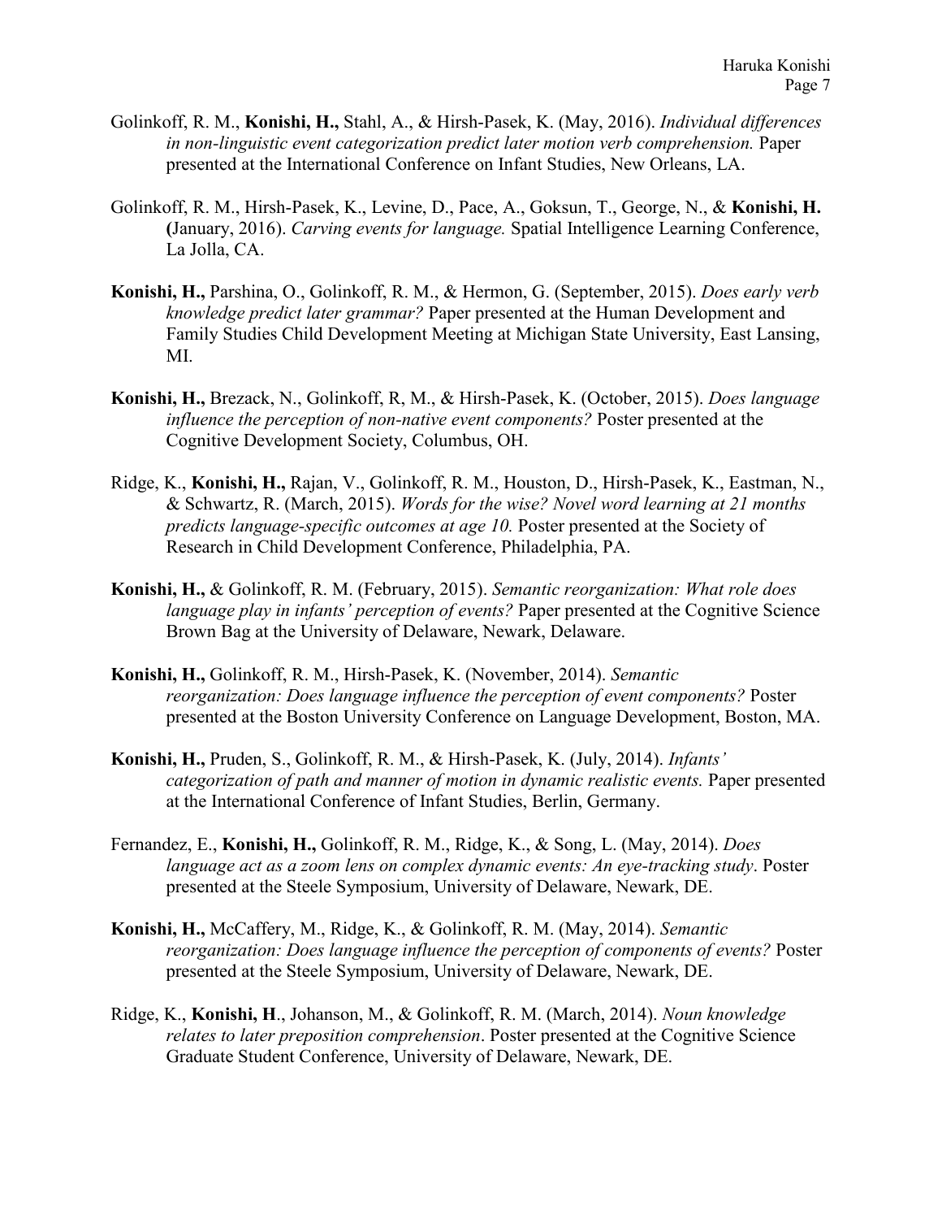Golinkoff, R. M., **Konishi, H.,** Stahl, A., & Hirsh-Pasek, K. (May, 2016). *Individual differences in non-linguistic event categorization predict later motion verb comprehension.* Paper presented at the International Conference on Infant Studies, New Orleans, LA.

Golinkoff, R. M., Hirsh-Pasek, K., Levine, D., Pace, A., Goksun, T., George, N., & **Konishi, H.** (January, 2016). *Carving events for language.* Spatial Intelligence Learning Conference, La Jolla, CA.

**Konishi, H.,** Parshina, O., Golinkoff, R. M., & Hermon, G. (September, 2015). *Does early verb knowledge predict later grammar?* Paper presented at the Human Development and Family Studies Child Development Meeting at Michigan State University, East Lansing, MI.

**Konishi, H.,** Brezack, N., Golinkoff, R, M., & Hirsh-Pasek, K. (October, 2015). *Does language influence the perception of non-native event components?* Poster presented at the Cognitive Development Society, Columbus, OH.

Ridge, K., **Konishi, H.,** Rajan, V., Golinkoff, R. M., Houston, D., Hirsh-Pasek, K., Eastman, N., & Schwartz, R. (March, 2015). *Words for the wise? Novel word learning at 21 months predicts language-specific outcomes at age 10.* Poster presented at the Society of Research in Child Development Conference, Philadelphia, PA.

**Konishi, H.,** & Golinkoff, R. M. (February, 2015). *Semantic reorganization: What role does language play in infants' perception of events?* Paper presented at the Cognitive Science Brown Bag at the University of Delaware, Newark, Delaware.

**Konishi, H.,** Golinkoff, R. M., Hirsh-Pasek, K. (November, 2014). *Semantic reorganization: Does language influence the perception of event components?* Poster presented at the Boston University Conference on Language Development, Boston, MA.

**Konishi, H.,** Pruden, S., Golinkoff, R. M., & Hirsh-Pasek, K. (July, 2014). *Infants' categorization of path and manner of motion in dynamic realistic events.* Paper presented at the International Conference of Infant Studies, Berlin, Germany.

Fernandez, E., **Konishi, H.,** Golinkoff, R. M., Ridge, K., & Song, L. (May, 2014). *Does language act as a zoom lens on complex dynamic events: An eye-tracking study*. Poster presented at the Steele Symposium, University of Delaware, Newark, DE.

**Konishi, H.,** McCaffery, M., Ridge, K., & Golinkoff, R. M. (May, 2014). *Semantic reorganization: Does language influence the perception of components of events?* Poster presented at the Steele Symposium, University of Delaware, Newark, DE.

Ridge, K., **Konishi, H**., Johanson, M., & Golinkoff, R. M. (March, 2014). *Noun knowledge relates to later preposition comprehension*. Poster presented at the Cognitive Science Graduate Student Conference, University of Delaware, Newark, DE.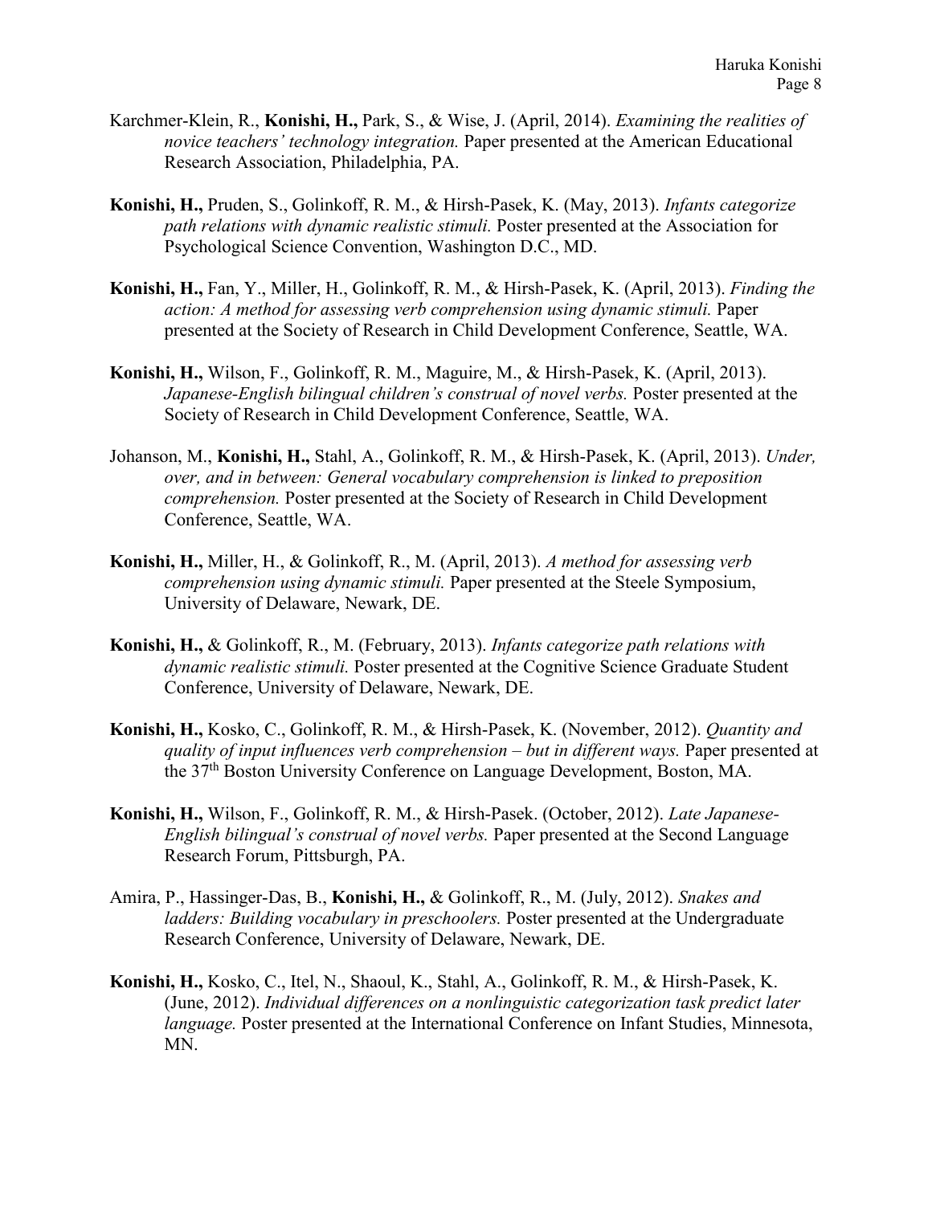Karchmer-Klein, R., **Konishi, H.,** Park, S., & Wise, J. (April, 2014). *Examining the realities of novice teachers' technology integration.* Paper presented at the American Educational Research Association, Philadelphia, PA.

**Konishi, H.,** Pruden, S., Golinkoff, R. M., & Hirsh-Pasek, K. (May, 2013). *Infants categorize path relations with dynamic realistic stimuli.* Poster presented at the Association for Psychological Science Convention, Washington D.C., MD.

**Konishi, H.,** Fan, Y., Miller, H., Golinkoff, R. M., & Hirsh-Pasek, K. (April, 2013). *Finding the action: A method for assessing verb comprehension using dynamic stimuli.* Paper presented at the Society of Research in Child Development Conference, Seattle, WA.

**Konishi, H.,** Wilson, F., Golinkoff, R. M., Maguire, M., & Hirsh-Pasek, K. (April, 2013). *Japanese-English bilingual children's construal of novel verbs.* Poster presented at the Society of Research in Child Development Conference, Seattle, WA.

Johanson, M., **Konishi, H.,** Stahl, A., Golinkoff, R. M., & Hirsh-Pasek, K. (April, 2013). *Under, over, and in between: General vocabulary comprehension is linked to preposition comprehension.* Poster presented at the Society of Research in Child Development Conference, Seattle, WA.

**Konishi, H.,** Miller, H., & Golinkoff, R., M. (April, 2013). *A method for assessing verb comprehension using dynamic stimuli.* Paper presented at the Steele Symposium, University of Delaware, Newark, DE.

**Konishi, H.,** & Golinkoff, R., M. (February, 2013). *Infants categorize path relations with dynamic realistic stimuli.* Poster presented at the Cognitive Science Graduate Student Conference, University of Delaware, Newark, DE.

**Konishi, H.,** Kosko, C., Golinkoff, R. M., & Hirsh-Pasek, K. (November, 2012). *Quantity and quality of input influences verb comprehension – but in different ways.* Paper presented at the 37th Boston University Conference on Language Development, Boston, MA.

**Konishi, H.,** Wilson, F., Golinkoff, R. M., & Hirsh-Pasek. (October, 2012). *Late Japanese-English bilingual's construal of novel verbs.* Paper presented at the Second Language Research Forum, Pittsburgh, PA.

Amira, P., Hassinger-Das, B., **Konishi, H.,** & Golinkoff, R., M. (July, 2012). *Snakes and ladders: Building vocabulary in preschoolers.* Poster presented at the Undergraduate Research Conference, University of Delaware, Newark, DE.

**Konishi, H.,** Kosko, C., Itel, N., Shaoul, K., Stahl, A., Golinkoff, R. M., & Hirsh-Pasek, K. (June, 2012). *Individual differences on a nonlinguistic categorization task predict later language.* Poster presented at the International Conference on Infant Studies, Minnesota, MN.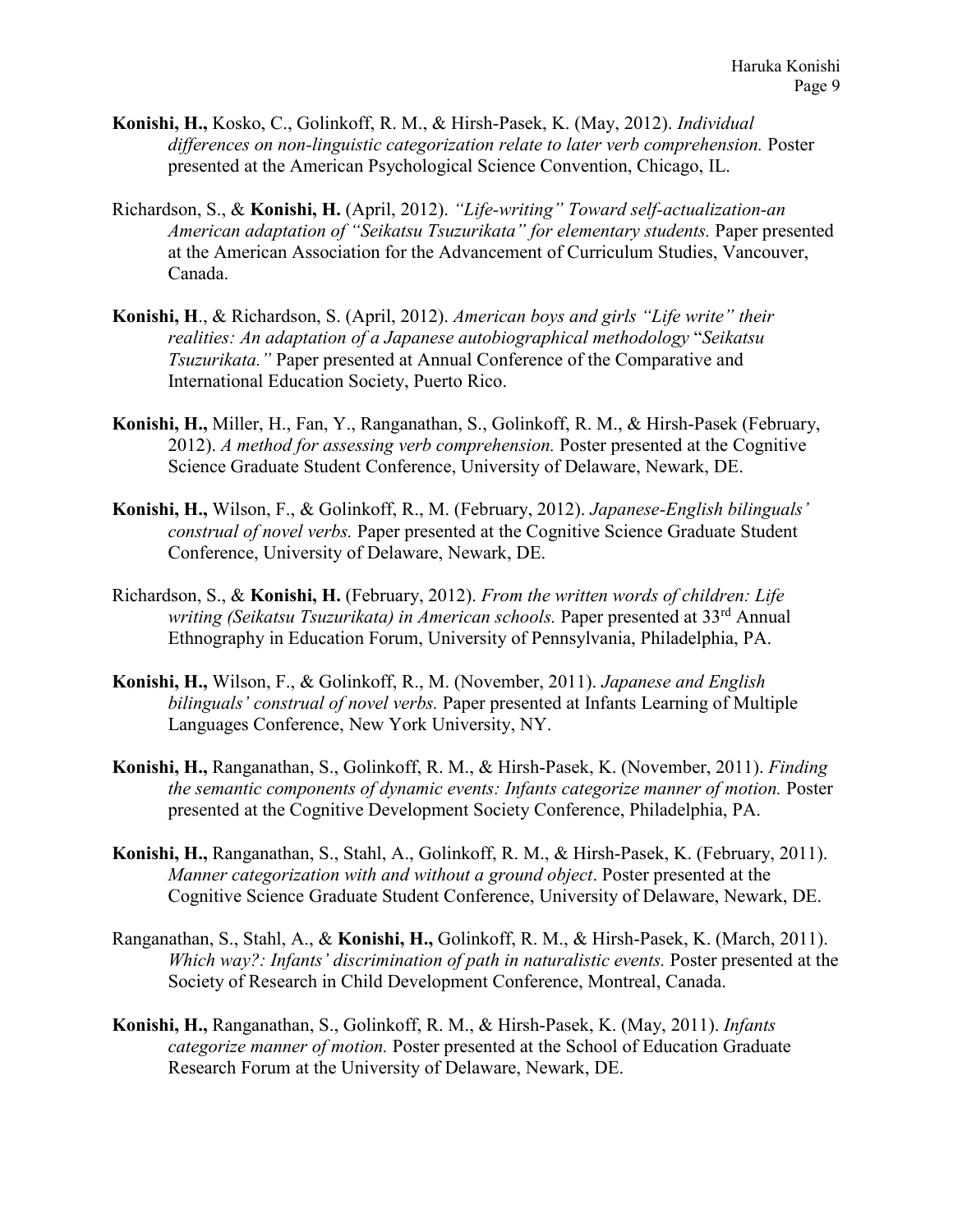**Konishi, H.,** Kosko, C., Golinkoff, R. M., & Hirsh-Pasek, K. (May, 2012). *Individual differences on non-linguistic categorization relate to later verb comprehension.* Poster presented at the American Psychological Science Convention, Chicago, IL.

Richardson, S., & **Konishi, H.** (April, 2012). *"Life-writing" Toward self-actualization-an American adaptation of "Seikatsu Tsuzurikata" for elementary students.* Paper presented at the American Association for the Advancement of Curriculum Studies, Vancouver, Canada.

**Konishi, H**., & Richardson, S. (April, 2012). *American boys and girls "Life write" their realities: An adaptation of a Japanese autobiographical methodology* "*Seikatsu Tsuzurikata."* Paper presented at Annual Conference of the Comparative and International Education Society, Puerto Rico.

**Konishi, H.,** Miller, H., Fan, Y., Ranganathan, S., Golinkoff, R. M., & Hirsh-Pasek (February, 2012). *A method for assessing verb comprehension.* Poster presented at the Cognitive Science Graduate Student Conference, University of Delaware, Newark, DE.

**Konishi, H.,** Wilson, F., & Golinkoff, R., M. (February, 2012). *Japanese-English bilinguals' construal of novel verbs.* Paper presented at the Cognitive Science Graduate Student Conference, University of Delaware, Newark, DE.

Richardson, S., & **Konishi, H.** (February, 2012). *From the written words of children: Life writing (Seikatsu Tsuzurikata) in American schools.* Paper presented at 33rd Annual Ethnography in Education Forum, University of Pennsylvania, Philadelphia, PA.

**Konishi, H.,** Wilson, F., & Golinkoff, R., M. (November, 2011). *Japanese and English bilinguals' construal of novel verbs.* Paper presented at Infants Learning of Multiple Languages Conference, New York University, NY.

**Konishi, H.,** Ranganathan, S., Golinkoff, R. M., & Hirsh-Pasek, K. (November, 2011). *Finding the semantic components of dynamic events: Infants categorize manner of motion.* Poster presented at the Cognitive Development Society Conference, Philadelphia, PA.

**Konishi, H.,** Ranganathan, S., Stahl, A., Golinkoff, R. M., & Hirsh-Pasek, K. (February, 2011). *Manner categorization with and without a ground object*. Poster presented at the Cognitive Science Graduate Student Conference, University of Delaware, Newark, DE.

Ranganathan, S., Stahl, A., & **Konishi, H.,** Golinkoff, R. M., & Hirsh-Pasek, K. (March, 2011). *Which way?: Infants' discrimination of path in naturalistic events.* Poster presented at the Society of Research in Child Development Conference, Montreal, Canada.

**Konishi, H.,** Ranganathan, S., Golinkoff, R. M., & Hirsh-Pasek, K. (May, 2011). *Infants categorize manner of motion.* Poster presented at the School of Education Graduate Research Forum at the University of Delaware, Newark, DE.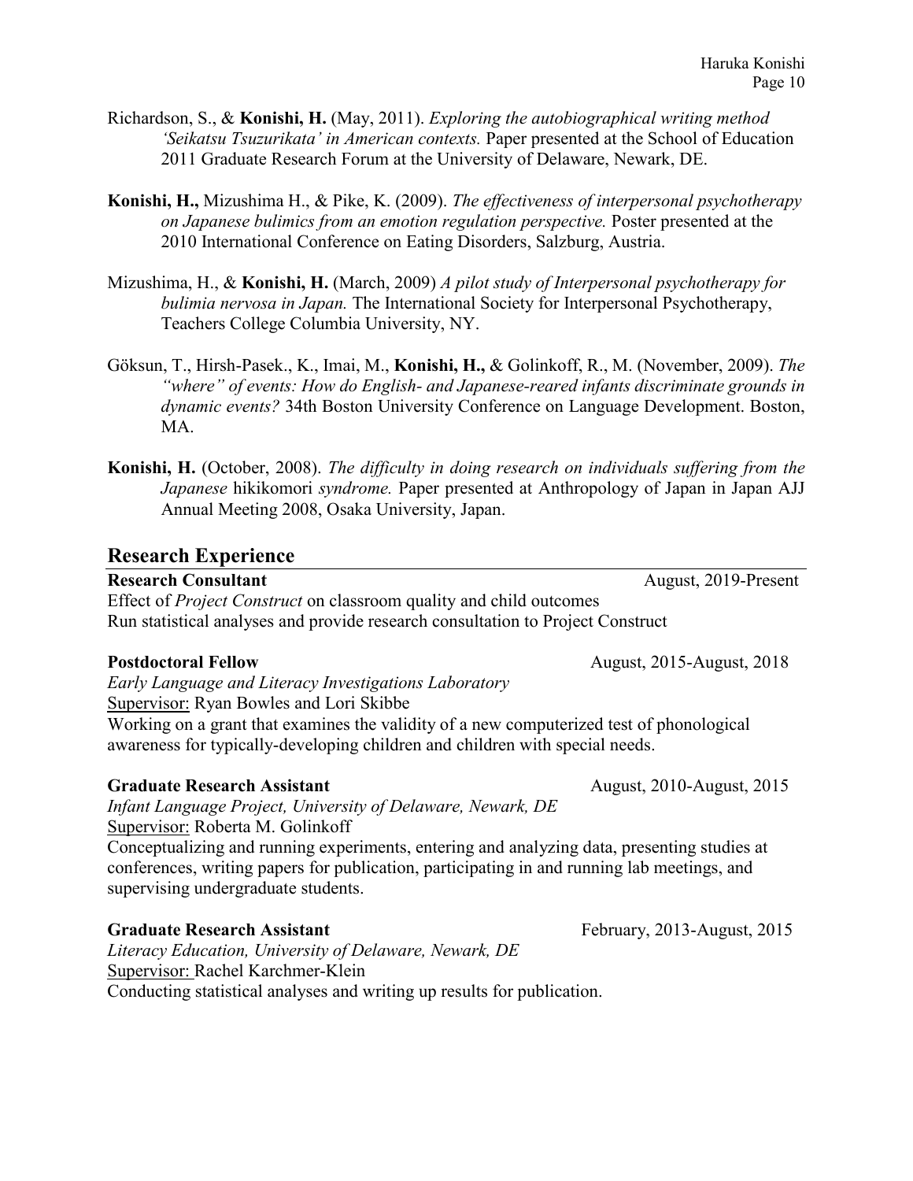Richardson, S., & **Konishi, H.** (May, 2011). *Exploring the autobiographical writing method 'Seikatsu Tsuzurikata' in American contexts.* Paper presented at the School of Education 2011 Graduate Research Forum at the University of Delaware, Newark, DE.

**Konishi, H.,** Mizushima H., & Pike, K. (2009). *The effectiveness of interpersonal psychotherapy on Japanese bulimics from an emotion regulation perspective.* Poster presented at the 2010 International Conference on Eating Disorders, Salzburg, Austria.

Mizushima, H., & **Konishi, H.** (March, 2009) *A pilot study of Interpersonal psychotherapy for bulimia nervosa in Japan.* The International Society for Interpersonal Psychotherapy, Teachers College Columbia University, NY.

Göksun, T., Hirsh-Pasek., K., Imai, M., **Konishi, H.,** & Golinkoff, R., M. (November, 2009). *The "where" of events: How do English- and Japanese-reared infants discriminate grounds in dynamic events?* 34th Boston University Conference on Language Development. Boston, MA.

**Konishi, H.** (October, 2008). *The difficulty in doing research on individuals suffering from the Japanese* hikikomori *syndrome.* Paper presented at Anthropology of Japan in Japan AJJ Annual Meeting 2008, Osaka University, Japan.

## Research Experience

**Research Consultant** August, 2019-Present
Effect of *Project Construct* on classroom quality and child outcomes
Run statistical analyses and provide research consultation to Project Construct

**Postdoctoral Fellow** August, 2015-August, 2018
*Early Language and Literacy Investigations Laboratory*
Supervisor: Ryan Bowles and Lori Skibbe
Working on a grant that examines the validity of a new computerized test of phonological awareness for typically-developing children and children with special needs.

**Graduate Research Assistant** August, 2010-August, 2015
*Infant Language Project, University of Delaware, Newark, DE*
Supervisor: Roberta M. Golinkoff
Conceptualizing and running experiments, entering and analyzing data, presenting studies at conferences, writing papers for publication, participating in and running lab meetings, and supervising undergraduate students.

**Graduate Research Assistant** February, 2013-August, 2015
*Literacy Education, University of Delaware, Newark, DE*
Supervisor: Rachel Karchmer-Klein
Conducting statistical analyses and writing up results for publication.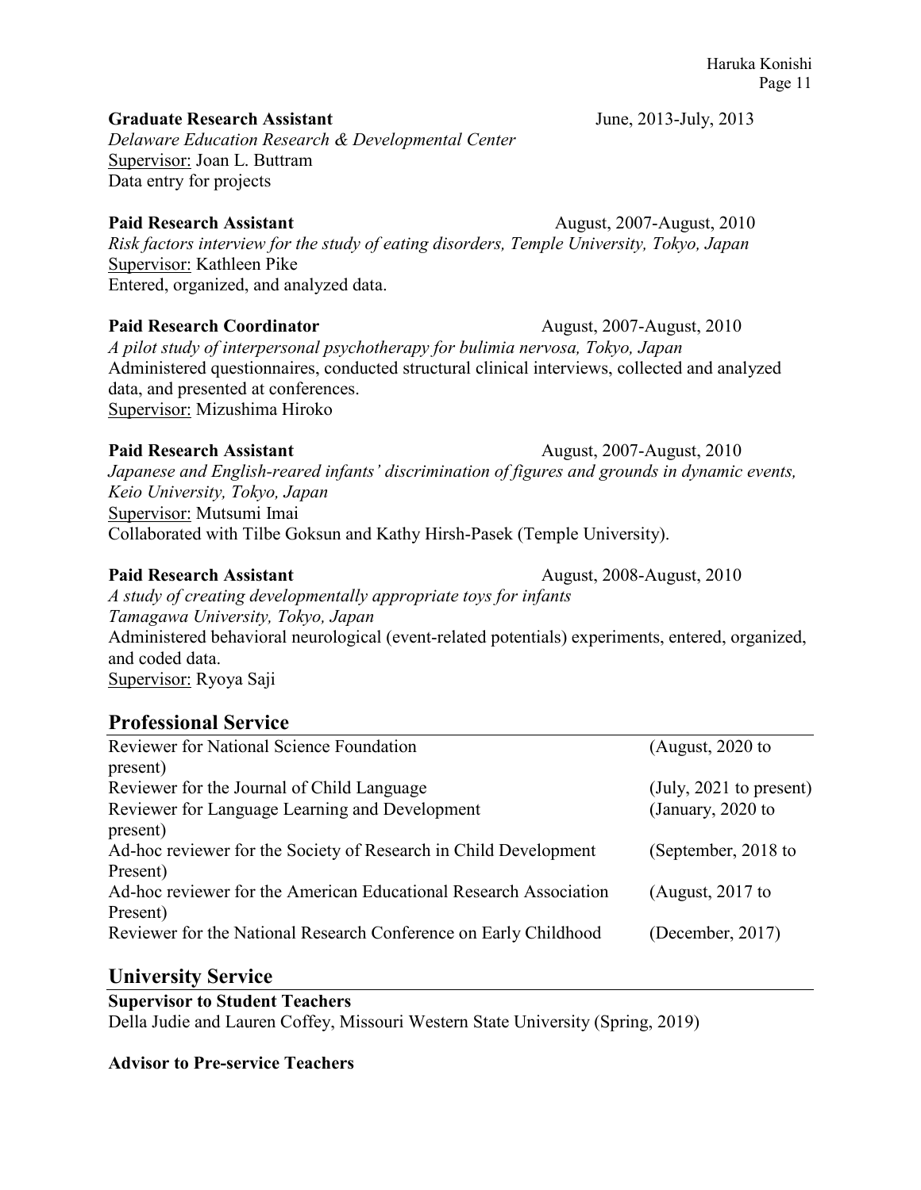**Graduate Research Assistant** June, 2013-July, 2013
*Delaware Education Research & Developmental Center*
Supervisor: Joan L. Buttram
Data entry for projects

**Paid Research Assistant** August, 2007-August, 2010
*Risk factors interview for the study of eating disorders, Temple University, Tokyo, Japan*
Supervisor: Kathleen Pike
Entered, organized, and analyzed data.

**Paid Research Coordinator** August, 2007-August, 2010
*A pilot study of interpersonal psychotherapy for bulimia nervosa, Tokyo, Japan*
Administered questionnaires, conducted structural clinical interviews, collected and analyzed data, and presented at conferences.
Supervisor: Mizushima Hiroko

**Paid Research Assistant** August, 2007-August, 2010
*Japanese and English-reared infants' discrimination of figures and grounds in dynamic events, Keio University, Tokyo, Japan*
Supervisor: Mutsumi Imai
Collaborated with Tilbe Goksun and Kathy Hirsh-Pasek (Temple University).

**Paid Research Assistant** August, 2008-August, 2010
*A study of creating developmentally appropriate toys for infants*
*Tamagawa University, Tokyo, Japan*
Administered behavioral neurological (event-related potentials) experiments, entered, organized, and coded data.
Supervisor: Ryoya Saji

## Professional Service

Reviewer for National Science Foundation (August, 2020 to present)
Reviewer for the Journal of Child Language (July, 2021 to present)
Reviewer for Language Learning and Development (January, 2020 to present)
Ad-hoc reviewer for the Society of Research in Child Development (September, 2018 to Present)
Ad-hoc reviewer for the American Educational Research Association (August, 2017 to Present)
Reviewer for the National Research Conference on Early Childhood (December, 2017)

## University Service

**Supervisor to Student Teachers**
Della Judie and Lauren Coffey, Missouri Western State University (Spring, 2019)

**Advisor to Pre-service Teachers**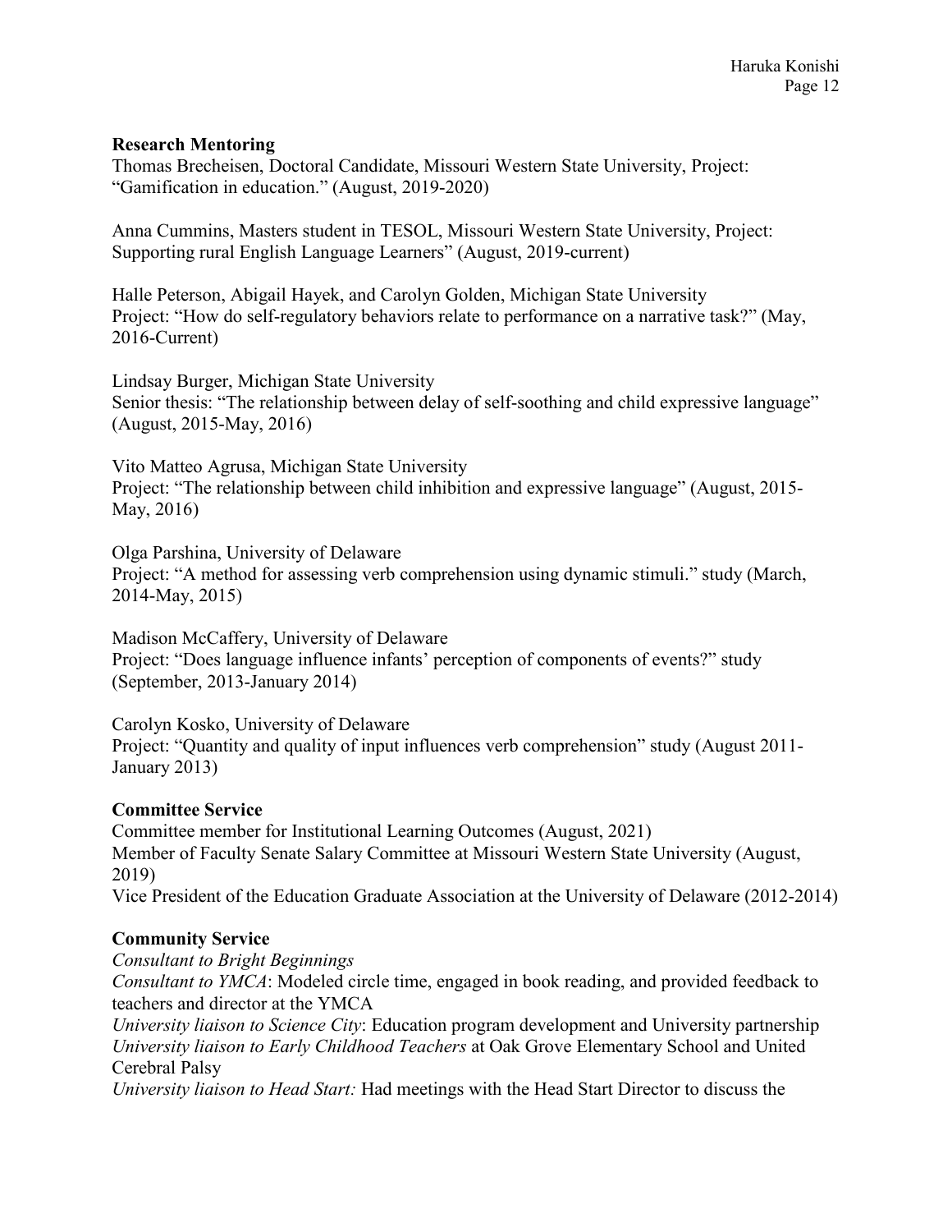**Research Mentoring**

Thomas Brecheisen, Doctoral Candidate, Missouri Western State University, Project: "Gamification in education." (August, 2019-2020)

Anna Cummins, Masters student in TESOL, Missouri Western State University, Project: Supporting rural English Language Learners" (August, 2019-current)

Halle Peterson, Abigail Hayek, and Carolyn Golden, Michigan State University
Project: "How do self-regulatory behaviors relate to performance on a narrative task?" (May, 2016-Current)

Lindsay Burger, Michigan State University
Senior thesis: "The relationship between delay of self-soothing and child expressive language" (August, 2015-May, 2016)

Vito Matteo Agrusa, Michigan State University
Project: "The relationship between child inhibition and expressive language" (August, 2015-May, 2016)

Olga Parshina, University of Delaware
Project: "A method for assessing verb comprehension using dynamic stimuli." study (March, 2014-May, 2015)

Madison McCaffery, University of Delaware
Project: "Does language influence infants' perception of components of events?" study (September, 2013-January 2014)

Carolyn Kosko, University of Delaware
Project: "Quantity and quality of input influences verb comprehension" study (August 2011-January 2013)

**Committee Service**

Committee member for Institutional Learning Outcomes (August, 2021)
Member of Faculty Senate Salary Committee at Missouri Western State University (August, 2019)
Vice President of the Education Graduate Association at the University of Delaware (2012-2014)

**Community Service**

*Consultant to Bright Beginnings*
*Consultant to YMCA*: Modeled circle time, engaged in book reading, and provided feedback to teachers and director at the YMCA
*University liaison to Science City*: Education program development and University partnership
*University liaison to Early Childhood Teachers* at Oak Grove Elementary School and United Cerebral Palsy
*University liaison to Head Start:* Had meetings with the Head Start Director to discuss the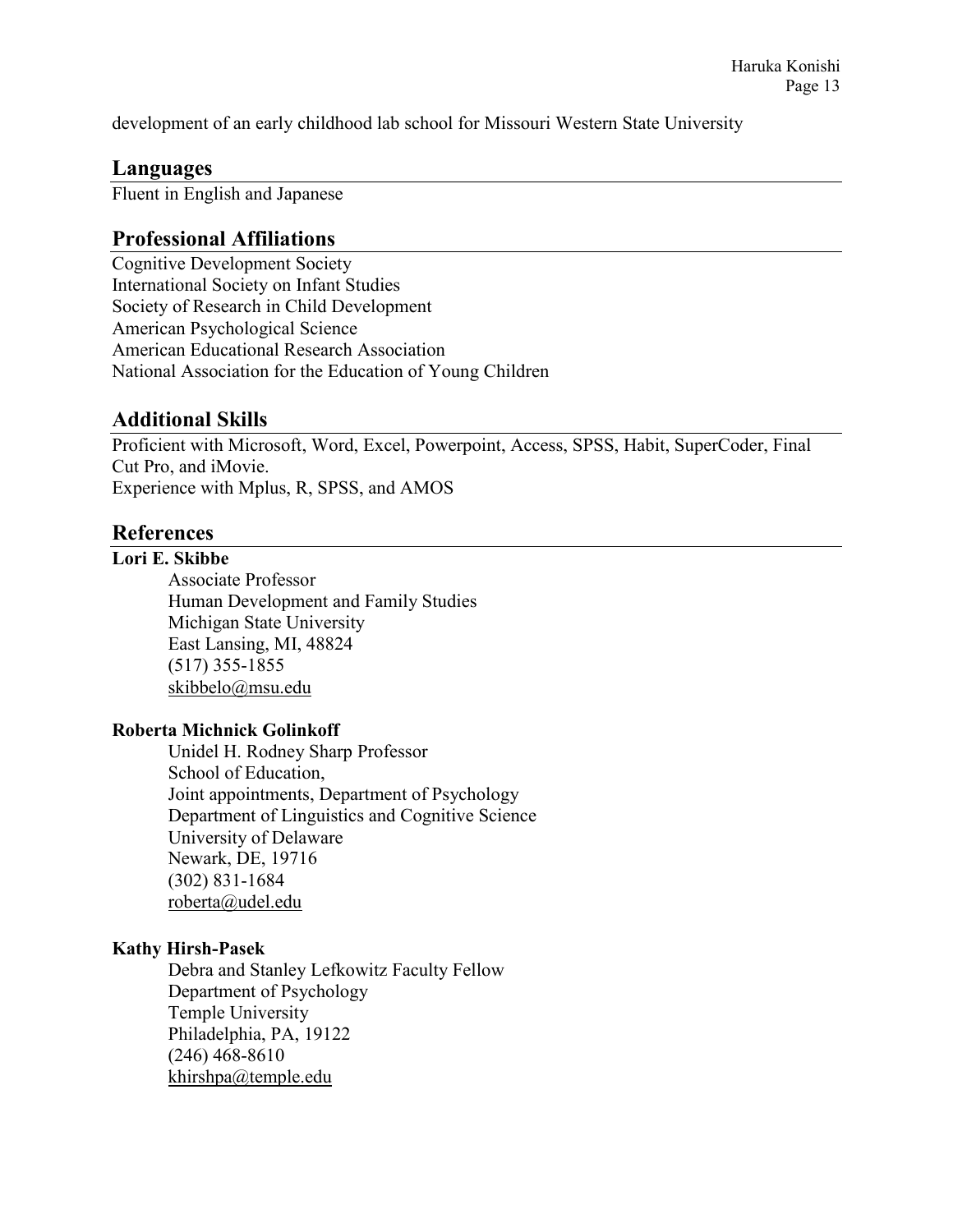development of an early childhood lab school for Missouri Western State University

## Languages

Fluent in English and Japanese

## Professional Affiliations

Cognitive Development Society
International Society on Infant Studies
Society of Research in Child Development
American Psychological Science
American Educational Research Association
National Association for the Education of Young Children

## Additional Skills

Proficient with Microsoft, Word, Excel, Powerpoint, Access, SPSS, Habit, SuperCoder, Final Cut Pro, and iMovie.
Experience with Mplus, R, SPSS, and AMOS

## References

**Lori E. Skibbe**

Associate Professor
Human Development and Family Studies
Michigan State University
East Lansing, MI, 48824
(517) 355-1855
skibbelo@msu.edu

**Roberta Michnick Golinkoff**

Unidel H. Rodney Sharp Professor
School of Education,
Joint appointments, Department of Psychology
Department of Linguistics and Cognitive Science
University of Delaware
Newark, DE, 19716
(302) 831-1684
roberta@udel.edu

**Kathy Hirsh-Pasek**

Debra and Stanley Lefkowitz Faculty Fellow
Department of Psychology
Temple University
Philadelphia, PA, 19122
(246) 468-8610
khirshpa@temple.edu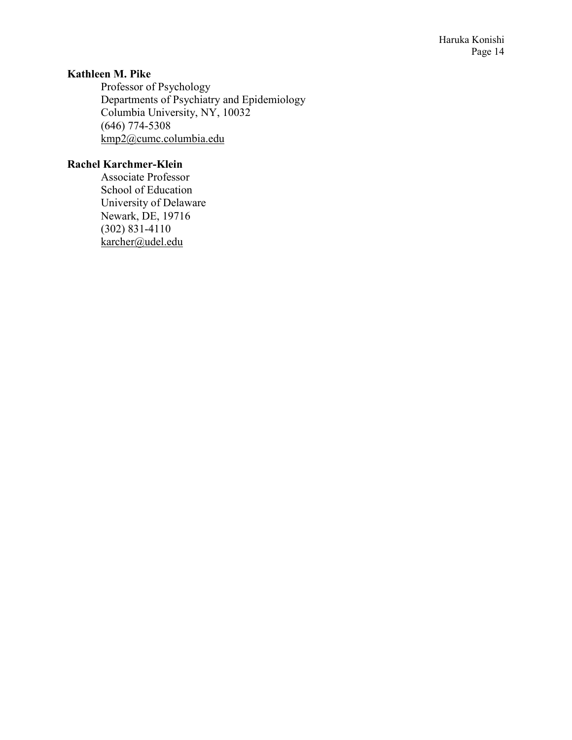**Kathleen M. Pike**

Professor of Psychology
Departments of Psychiatry and Epidemiology
Columbia University, NY, 10032
(646) 774-5308
kmp2@cumc.columbia.edu

**Rachel Karchmer-Klein**

Associate Professor
School of Education
University of Delaware
Newark, DE, 19716
(302) 831-4110
karcher@udel.edu